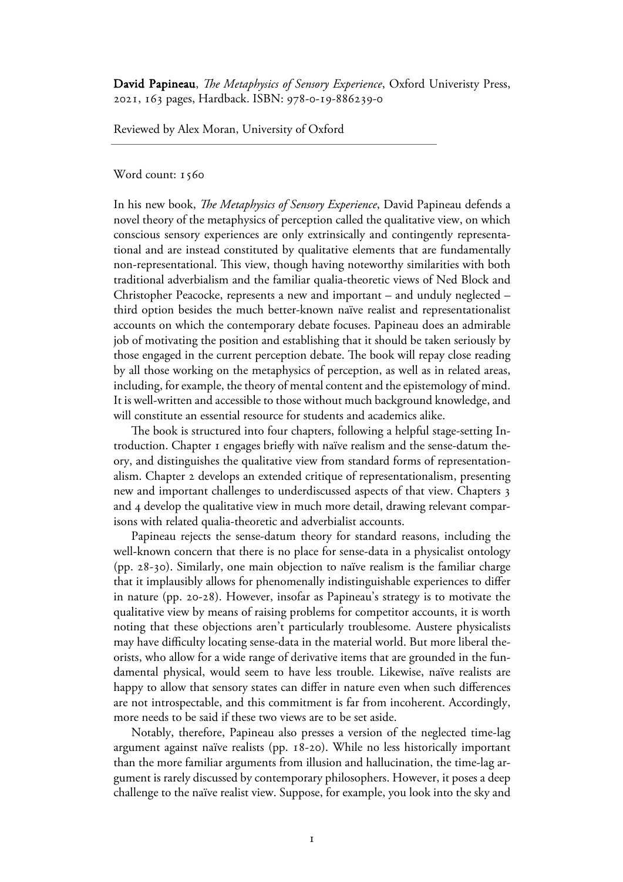**David Papineau**, *The Metaphysics of Sensory Experience*, Oxford Univeristy Press, 2021, 163 pages, Hardback. ISBN: 978-0-19-886239-0

Reviewed by Alex Moran, University of Oxford

---

Word count: 1560

In his new book, *The Metaphysics of Sensory Experience*, David Papineau defends a novel theory of the metaphysics of perception called the qualitative view, on which conscious sensory experiences are only extrinsically and contingently representational and are instead constituted by qualitative elements that are fundamentally non-representational. This view, though having noteworthy similarities with both traditional adverbialism and the familiar qualia-theoretic views of Ned Block and Christopher Peacocke, represents a new and important – and unduly neglected – third option besides the much better-known naïve realist and representationalist accounts on which the contemporary debate focuses. Papineau does an admirable job of motivating the position and establishing that it should be taken seriously by those engaged in the current perception debate. The book will repay close reading by all those working on the metaphysics of perception, as well as in related areas, including, for example, the theory of mental content and the epistemology of mind. It is well-written and accessible to those without much background knowledge, and will constitute an essential resource for students and academics alike.

The book is structured into four chapters, following a helpful stage-setting Introduction. Chapter 1 engages briefly with naïve realism and the sense-datum theory, and distinguishes the qualitative view from standard forms of representationalism. Chapter 2 develops an extended critique of representationalism, presenting new and important challenges to underdiscussed aspects of that view. Chapters 3 and 4 develop the qualitative view in much more detail, drawing relevant comparisons with related qualia-theoretic and adverbialist accounts.

Papineau rejects the sense-datum theory for standard reasons, including the well-known concern that there is no place for sense-data in a physicalist ontology (pp. 28-30). Similarly, one main objection to naïve realism is the familiar charge that it implausibly allows for phenomenally indistinguishable experiences to differ in nature (pp. 20-28). However, insofar as Papineau's strategy is to motivate the qualitative view by means of raising problems for competitor accounts, it is worth noting that these objections aren't particularly troublesome. Austere physicalists may have difficulty locating sense-data in the material world. But more liberal theorists, who allow for a wide range of derivative items that are grounded in the fundamental physical, would seem to have less trouble. Likewise, naïve realists are happy to allow that sensory states can differ in nature even when such differences are not introspectable, and this commitment is far from incoherent. Accordingly, more needs to be said if these two views are to be set aside.

Notably, therefore, Papineau also presses a version of the neglected time-lag argument against naïve realists (pp. 18-20). While no less historically important than the more familiar arguments from illusion and hallucination, the time-lag argument is rarely discussed by contemporary philosophers. However, it poses a deep challenge to the naïve realist view. Suppose, for example, you look into the sky and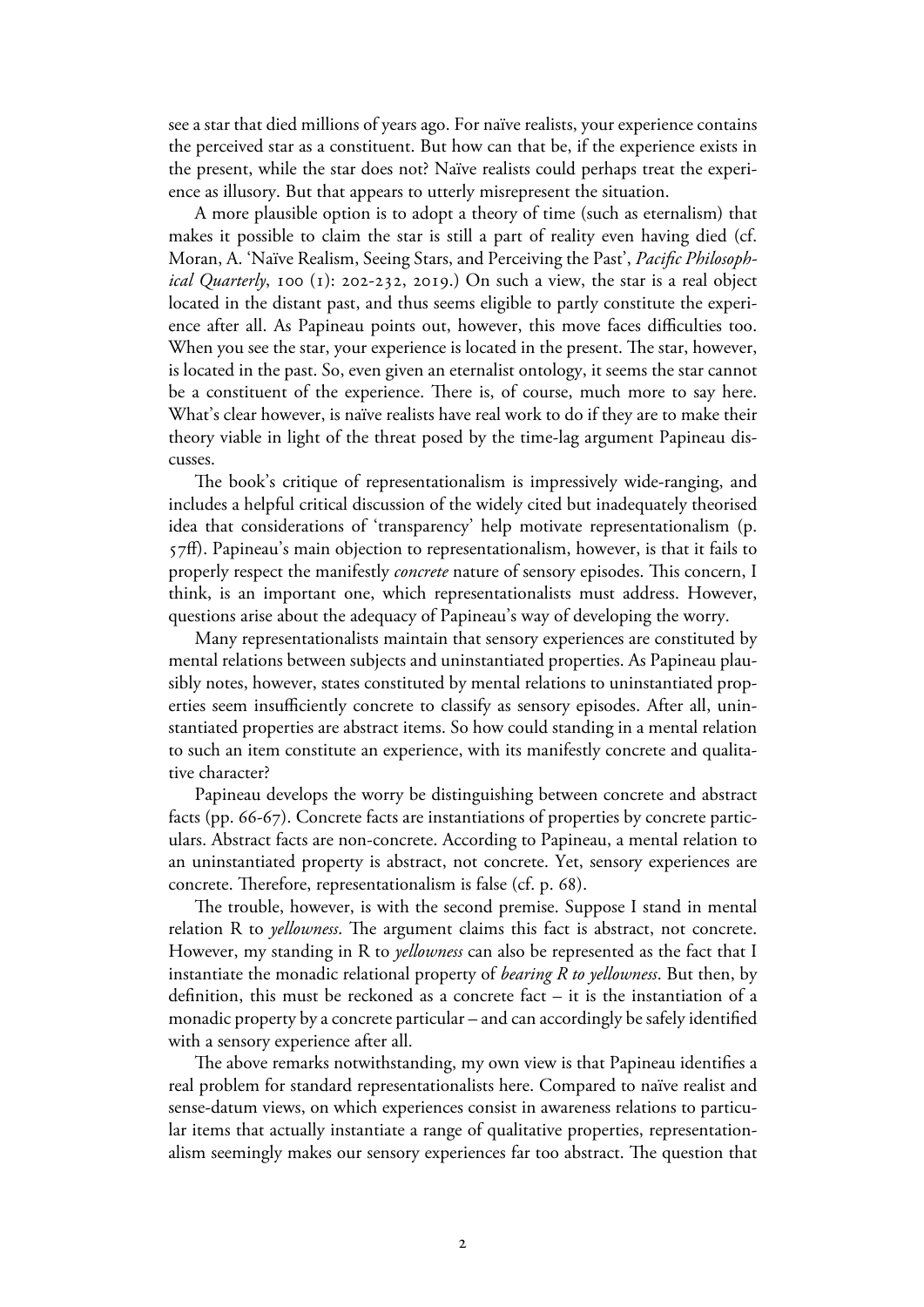see a star that died millions of years ago. For naïve realists, your experience contains the perceived star as a constituent. But how can that be, if the experience exists in the present, while the star does not? Naïve realists could perhaps treat the experience as illusory. But that appears to utterly misrepresent the situation.

A more plausible option is to adopt a theory of time (such as eternalism) that makes it possible to claim the star is still a part of reality even having died (cf. Moran, A. 'Naïve Realism, Seeing Stars, and Perceiving the Past', *Pacific Philosophical Quarterly*, 100 (1): 202-232, 2019.) On such a view, the star is a real object located in the distant past, and thus seems eligible to partly constitute the experience after all. As Papineau points out, however, this move faces difficulties too. When you see the star, your experience is located in the present. The star, however, is located in the past. So, even given an eternalist ontology, it seems the star cannot be a constituent of the experience. There is, of course, much more to say here. What's clear however, is naïve realists have real work to do if they are to make their theory viable in light of the threat posed by the time-lag argument Papineau discusses.

The book's critique of representationalism is impressively wide-ranging, and includes a helpful critical discussion of the widely cited but inadequately theorised idea that considerations of 'transparency' help motivate representationalism (p. 57ff). Papineau's main objection to representationalism, however, is that it fails to properly respect the manifestly *concrete* nature of sensory episodes. This concern, I think, is an important one, which representationalists must address. However, questions arise about the adequacy of Papineau's way of developing the worry.

Many representationalists maintain that sensory experiences are constituted by mental relations between subjects and uninstantiated properties. As Papineau plausibly notes, however, states constituted by mental relations to uninstantiated properties seem insufficiently concrete to classify as sensory episodes. After all, uninstantiated properties are abstract items. So how could standing in a mental relation to such an item constitute an experience, with its manifestly concrete and qualitative character?

Papineau develops the worry be distinguishing between concrete and abstract facts (pp. 66-67). Concrete facts are instantiations of properties by concrete particulars. Abstract facts are non-concrete. According to Papineau, a mental relation to an uninstantiated property is abstract, not concrete. Yet, sensory experiences are concrete. Therefore, representationalism is false (cf. p. 68).

The trouble, however, is with the second premise. Suppose I stand in mental relation R to *yellowness*. The argument claims this fact is abstract, not concrete. However, my standing in R to *yellowness* can also be represented as the fact that I instantiate the monadic relational property of *bearing R to yellowness*. But then, by definition, this must be reckoned as a concrete fact – it is the instantiation of a monadic property by a concrete particular – and can accordingly be safely identified with a sensory experience after all.

The above remarks notwithstanding, my own view is that Papineau identifies a real problem for standard representationalists here. Compared to naïve realist and sense-datum views, on which experiences consist in awareness relations to particular items that actually instantiate a range of qualitative properties, representationalism seemingly makes our sensory experiences far too abstract. The question that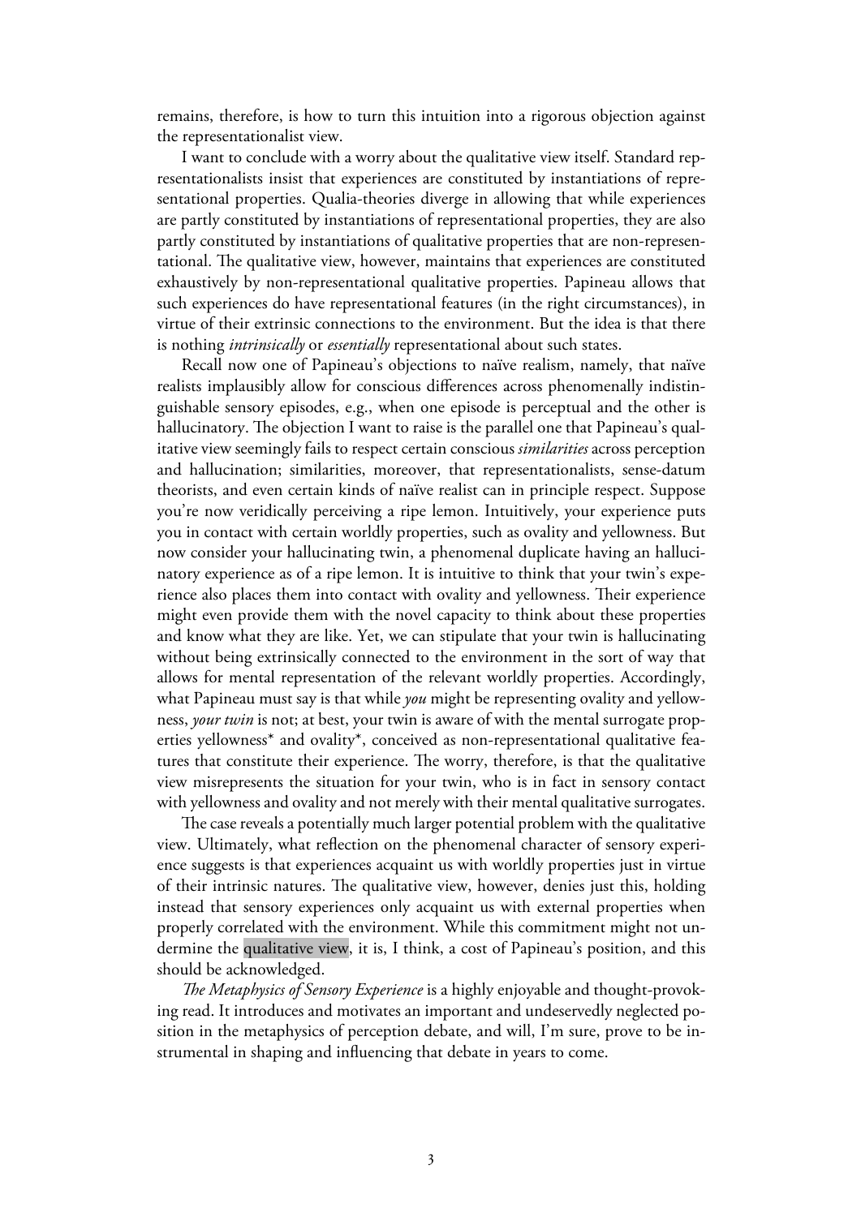remains, therefore, is how to turn this intuition into a rigorous objection against the representationalist view.

I want to conclude with a worry about the qualitative view itself. Standard representationalists insist that experiences are constituted by instantiations of representational properties. Qualia-theories diverge in allowing that while experiences are partly constituted by instantiations of representational properties, they are also partly constituted by instantiations of qualitative properties that are non-representational. The qualitative view, however, maintains that experiences are constituted exhaustively by non-representational qualitative properties. Papineau allows that such experiences do have representational features (in the right circumstances), in virtue of their extrinsic connections to the environment. But the idea is that there is nothing *intrinsically* or *essentially* representational about such states.

Recall now one of Papineau's objections to naïve realism, namely, that naïve realists implausibly allow for conscious differences across phenomenally indistinguishable sensory episodes, e.g., when one episode is perceptual and the other is hallucinatory. The objection I want to raise is the parallel one that Papineau's qualitative view seemingly fails to respect certain conscious *similarities* across perception and hallucination; similarities, moreover, that representationalists, sense-datum theorists, and even certain kinds of naïve realist can in principle respect. Suppose you're now veridically perceiving a ripe lemon. Intuitively, your experience puts you in contact with certain worldly properties, such as ovality and yellowness. But now consider your hallucinating twin, a phenomenal duplicate having an hallucinatory experience as of a ripe lemon. It is intuitive to think that your twin's experience also places them into contact with ovality and yellowness. Their experience might even provide them with the novel capacity to think about these properties and know what they are like. Yet, we can stipulate that your twin is hallucinating without being extrinsically connected to the environment in the sort of way that allows for mental representation of the relevant worldly properties. Accordingly, what Papineau must say is that while *you* might be representing ovality and yellowness, *your twin* is not; at best, your twin is aware of with the mental surrogate properties yellowness* and ovality*, conceived as non-representational qualitative features that constitute their experience. The worry, therefore, is that the qualitative view misrepresents the situation for your twin, who is in fact in sensory contact with yellowness and ovality and not merely with their mental qualitative surrogates.

The case reveals a potentially much larger potential problem with the qualitative view. Ultimately, what reflection on the phenomenal character of sensory experience suggests is that experiences acquaint us with worldly properties just in virtue of their intrinsic natures. The qualitative view, however, denies just this, holding instead that sensory experiences only acquaint us with external properties when properly correlated with the environment. While this commitment might not undermine the qualitative view, it is, I think, a cost of Papineau's position, and this should be acknowledged.

*The Metaphysics of Sensory Experience* is a highly enjoyable and thought-provoking read. It introduces and motivates an important and undeservedly neglected position in the metaphysics of perception debate, and will, I'm sure, prove to be instrumental in shaping and influencing that debate in years to come.